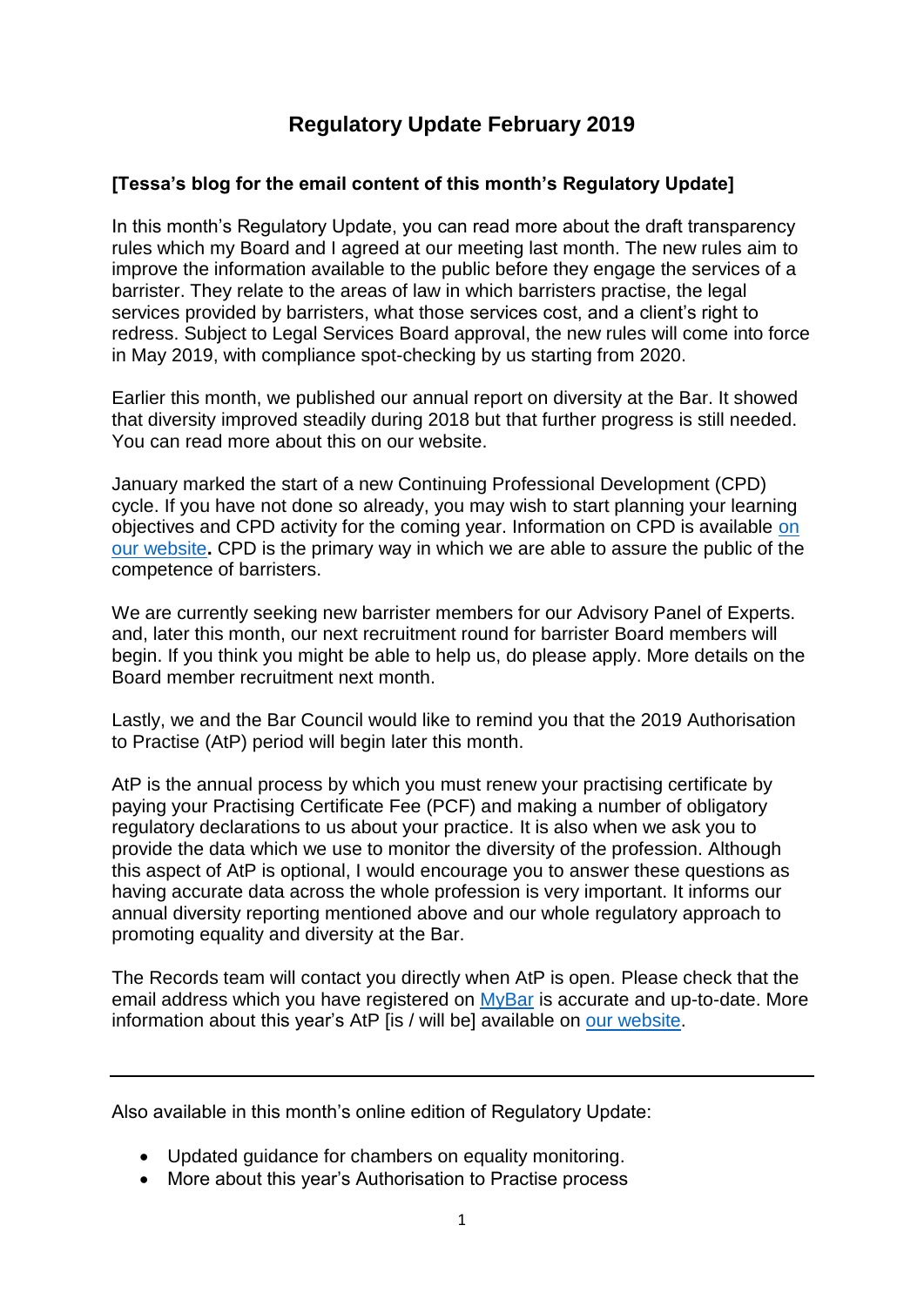# Regulatory Update February 2019

**[Tessa's blog for the email content of this month's Regulatory Update]**

In this month's Regulatory Update, you can read more about the draft transparency rules which my Board and I agreed at our meeting last month. The new rules aim to improve the information available to the public before they engage the services of a barrister. They relate to the areas of law in which barristers practise, the legal services provided by barristers, what those services cost, and a client's right to redress. Subject to Legal Services Board approval, the new rules will come into force in May 2019, with compliance spot-checking by us starting from 2020.

Earlier this month, we published our annual report on diversity at the Bar. It showed that diversity improved steadily during 2018 but that further progress is still needed. You can read more about this on our website.

January marked the start of a new Continuing Professional Development (CPD) cycle. If you have not done so already, you may wish to start planning your learning objectives and CPD activity for the coming year. Information on CPD is available [on our website](). CPD is the primary way in which we are able to assure the public of the competence of barristers.

We are currently seeking new barrister members for our Advisory Panel of Experts. and, later this month, our next recruitment round for barrister Board members will begin. If you think you might be able to help us, do please apply. More details on the Board member recruitment next month.

Lastly, we and the Bar Council would like to remind you that the 2019 Authorisation to Practise (AtP) period will begin later this month.

AtP is the annual process by which you must renew your practising certificate by paying your Practising Certificate Fee (PCF) and making a number of obligatory regulatory declarations to us about your practice. It is also when we ask you to provide the data which we use to monitor the diversity of the profession. Although this aspect of AtP is optional, I would encourage you to answer these questions as having accurate data across the whole profession is very important. It informs our annual diversity reporting mentioned above and our whole regulatory approach to promoting equality and diversity at the Bar.

The Records team will contact you directly when AtP is open. Please check that the email address which you have registered on [MyBar]() is accurate and up-to-date. More information about this year's AtP [is / will be] available on [our website]().

---

Also available in this month's online edition of Regulatory Update:

- Updated guidance for chambers on equality monitoring.
- More about this year's Authorisation to Practise process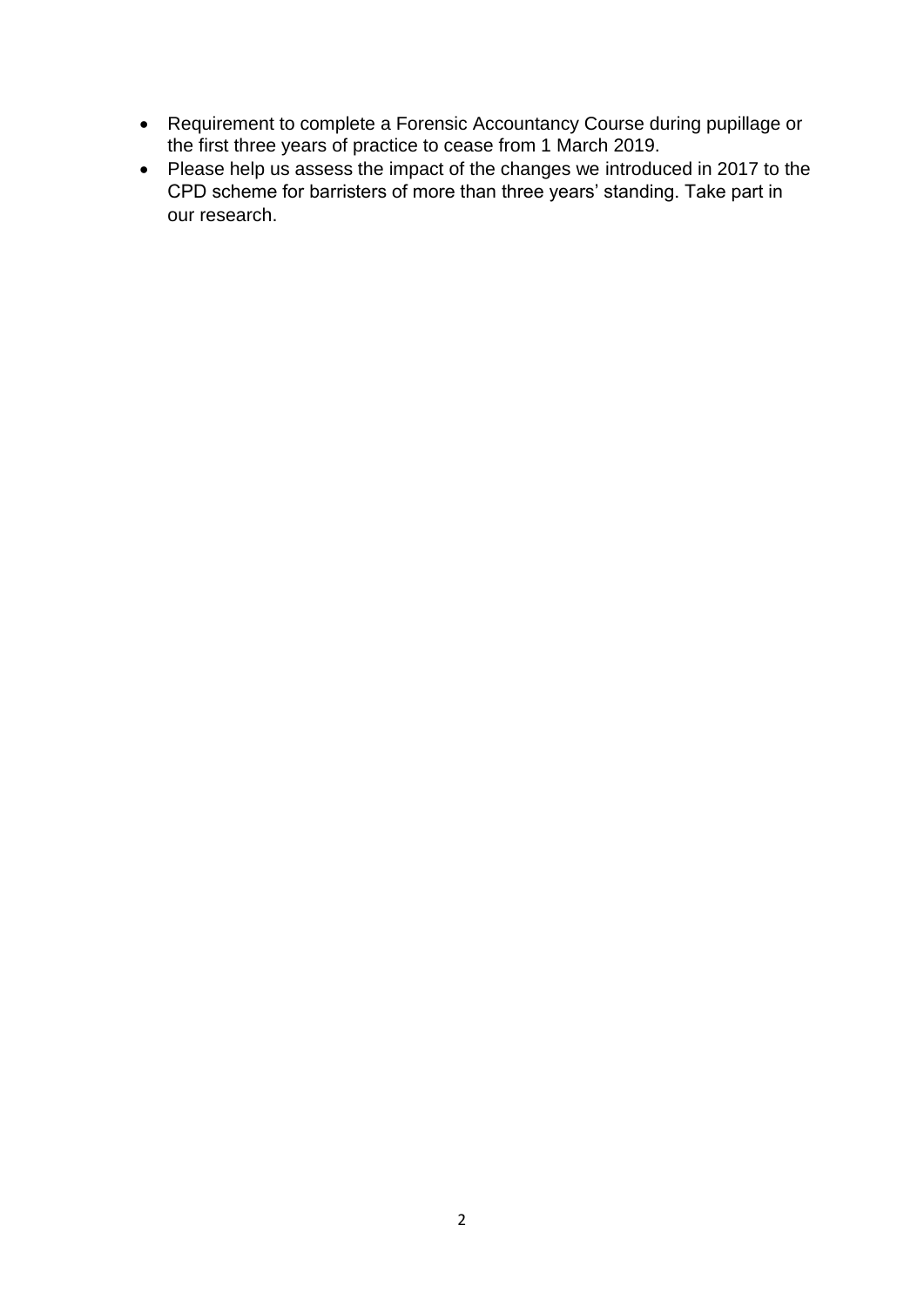- Requirement to complete a Forensic Accountancy Course during pupillage or the first three years of practice to cease from 1 March 2019.
- Please help us assess the impact of the changes we introduced in 2017 to the CPD scheme for barristers of more than three years' standing. Take part in our research.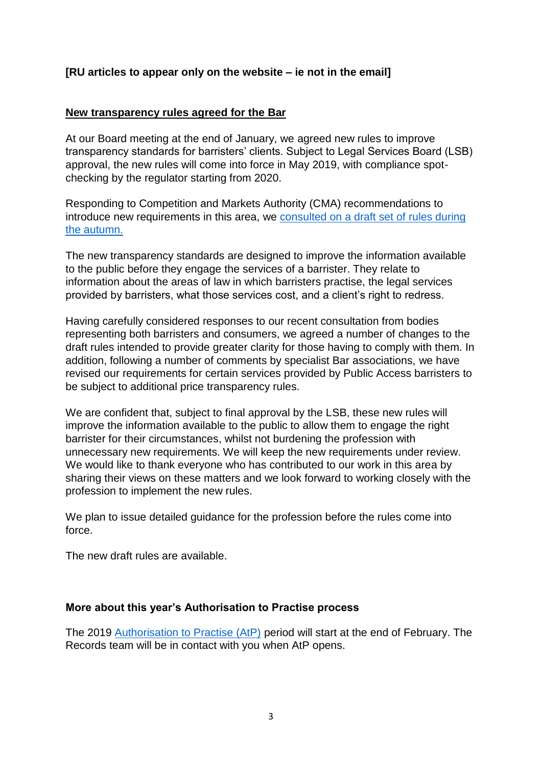**[RU articles to appear only on the website – ie not in the email]**

## New transparency rules agreed for the Bar

At our Board meeting at the end of January, we agreed new rules to improve transparency standards for barristers' clients. Subject to Legal Services Board (LSB) approval, the new rules will come into force in May 2019, with compliance spot-checking by the regulator starting from 2020.

Responding to Competition and Markets Authority (CMA) recommendations to introduce new requirements in this area, we consulted on a draft set of rules during the autumn.

The new transparency standards are designed to improve the information available to the public before they engage the services of a barrister. They relate to information about the areas of law in which barristers practise, the legal services provided by barristers, what those services cost, and a client's right to redress.

Having carefully considered responses to our recent consultation from bodies representing both barristers and consumers, we agreed a number of changes to the draft rules intended to provide greater clarity for those having to comply with them. In addition, following a number of comments by specialist Bar associations, we have revised our requirements for certain services provided by Public Access barristers to be subject to additional price transparency rules.

We are confident that, subject to final approval by the LSB, these new rules will improve the information available to the public to allow them to engage the right barrister for their circumstances, whilst not burdening the profession with unnecessary new requirements. We will keep the new requirements under review. We would like to thank everyone who has contributed to our work in this area by sharing their views on these matters and we look forward to working closely with the profession to implement the new rules.

We plan to issue detailed guidance for the profession before the rules come into force.

The new draft rules are available.

## More about this year's Authorisation to Practise process

The 2019 Authorisation to Practise (AtP) period will start at the end of February. The Records team will be in contact with you when AtP opens.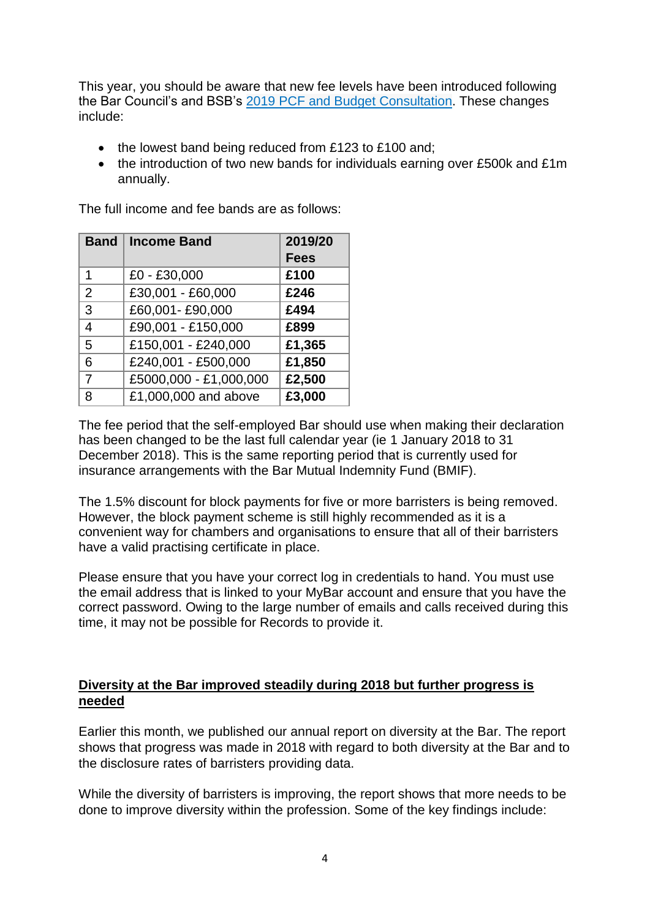This year, you should be aware that new fee levels have been introduced following the Bar Council's and BSB's [2019 PCF and Budget Consultation](). These changes include:

- the lowest band being reduced from £123 to £100 and;
- the introduction of two new bands for individuals earning over £500k and £1m annually.

The full income and fee bands are as follows:

| Band | Income Band | 2019/20 Fees |
|---|---|---|
| 1 | £0 - £30,000 | **£100** |
| 2 | £30,001 - £60,000 | **£246** |
| 3 | £60,001- £90,000 | **£494** |
| 4 | £90,001 - £150,000 | **£899** |
| 5 | £150,001 - £240,000 | **£1,365** |
| 6 | £240,001 - £500,000 | **£1,850** |
| 7 | £5000,000 - £1,000,000 | **£2,500** |
| 8 | £1,000,000 and above | **£3,000** |

The fee period that the self-employed Bar should use when making their declaration has been changed to be the last full calendar year (ie 1 January 2018 to 31 December 2018). This is the same reporting period that is currently used for insurance arrangements with the Bar Mutual Indemnity Fund (BMIF).

The 1.5% discount for block payments for five or more barristers is being removed. However, the block payment scheme is still highly recommended as it is a convenient way for chambers and organisations to ensure that all of their barristers have a valid practising certificate in place.

Please ensure that you have your correct log in credentials to hand. You must use the email address that is linked to your MyBar account and ensure that you have the correct password. Owing to the large number of emails and calls received during this time, it may not be possible for Records to provide it.

## Diversity at the Bar improved steadily during 2018 but further progress is needed

Earlier this month, we published our annual report on diversity at the Bar. The report shows that progress was made in 2018 with regard to both diversity at the Bar and to the disclosure rates of barristers providing data.

While the diversity of barristers is improving, the report shows that more needs to be done to improve diversity within the profession. Some of the key findings include: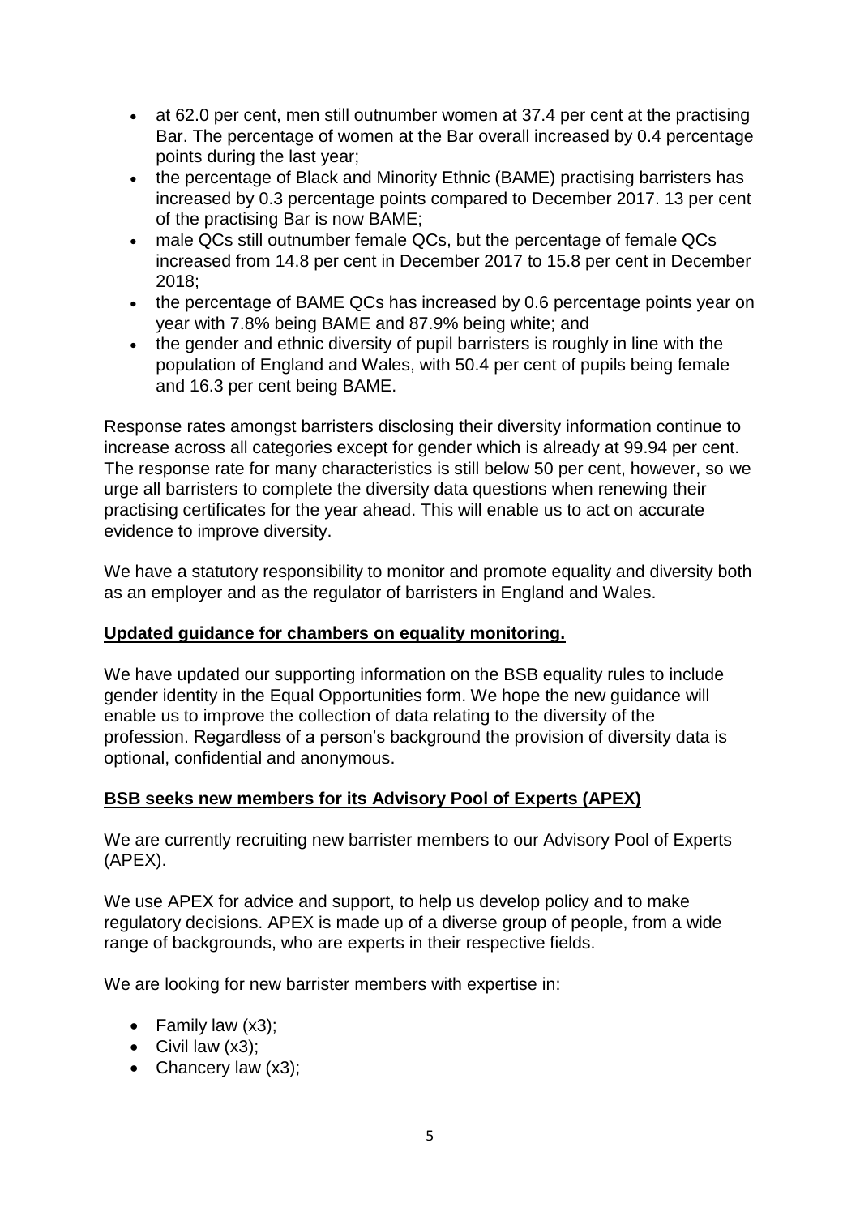- at 62.0 per cent, men still outnumber women at 37.4 per cent at the practising Bar. The percentage of women at the Bar overall increased by 0.4 percentage points during the last year;
- the percentage of Black and Minority Ethnic (BAME) practising barristers has increased by 0.3 percentage points compared to December 2017. 13 per cent of the practising Bar is now BAME;
- male QCs still outnumber female QCs, but the percentage of female QCs increased from 14.8 per cent in December 2017 to 15.8 per cent in December 2018;
- the percentage of BAME QCs has increased by 0.6 percentage points year on year with 7.8% being BAME and 87.9% being white; and
- the gender and ethnic diversity of pupil barristers is roughly in line with the population of England and Wales, with 50.4 per cent of pupils being female and 16.3 per cent being BAME.

Response rates amongst barristers disclosing their diversity information continue to increase across all categories except for gender which is already at 99.94 per cent. The response rate for many characteristics is still below 50 per cent, however, so we urge all barristers to complete the diversity data questions when renewing their practising certificates for the year ahead. This will enable us to act on accurate evidence to improve diversity.

We have a statutory responsibility to monitor and promote equality and diversity both as an employer and as the regulator of barristers in England and Wales.

**Updated guidance for chambers on equality monitoring.**

We have updated our supporting information on the BSB equality rules to include gender identity in the Equal Opportunities form. We hope the new guidance will enable us to improve the collection of data relating to the diversity of the profession. Regardless of a person's background the provision of diversity data is optional, confidential and anonymous.

**BSB seeks new members for its Advisory Pool of Experts (APEX)**

We are currently recruiting new barrister members to our Advisory Pool of Experts (APEX).

We use APEX for advice and support, to help us develop policy and to make regulatory decisions. APEX is made up of a diverse group of people, from a wide range of backgrounds, who are experts in their respective fields.

We are looking for new barrister members with expertise in:

- Family law (x3);
- Civil law (x3);
- Chancery law (x3);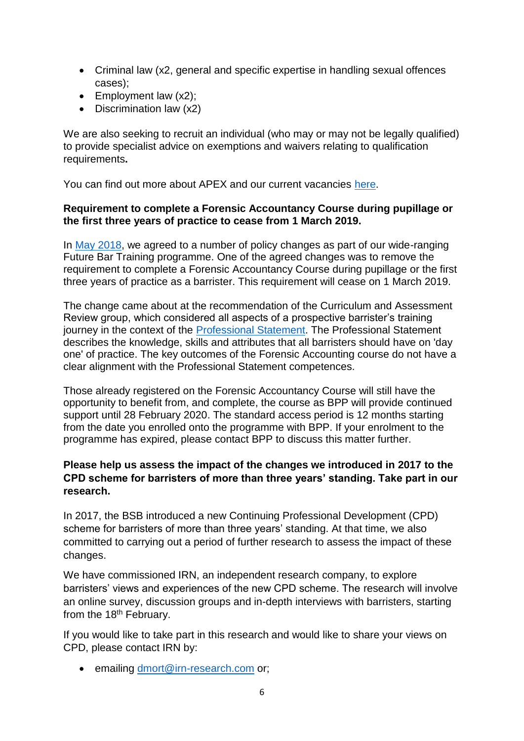- Criminal law (x2, general and specific expertise in handling sexual offences cases);
- Employment law (x2);
- Discrimination law (x2)

We are also seeking to recruit an individual (who may or may not be legally qualified) to provide specialist advice on exemptions and waivers relating to qualification requirements**.**

You can find out more about APEX and our current vacancies here.

**Requirement to complete a Forensic Accountancy Course during pupillage or the first three years of practice to cease from 1 March 2019.**

In May 2018, we agreed to a number of policy changes as part of our wide-ranging Future Bar Training programme. One of the agreed changes was to remove the requirement to complete a Forensic Accountancy Course during pupillage or the first three years of practice as a barrister. This requirement will cease on 1 March 2019.

The change came about at the recommendation of the Curriculum and Assessment Review group, which considered all aspects of a prospective barrister's training journey in the context of the Professional Statement. The Professional Statement describes the knowledge, skills and attributes that all barristers should have on 'day one' of practice. The key outcomes of the Forensic Accounting course do not have a clear alignment with the Professional Statement competences.

Those already registered on the Forensic Accountancy Course will still have the opportunity to benefit from, and complete, the course as BPP will provide continued support until 28 February 2020. The standard access period is 12 months starting from the date you enrolled onto the programme with BPP. If your enrolment to the programme has expired, please contact BPP to discuss this matter further.

**Please help us assess the impact of the changes we introduced in 2017 to the CPD scheme for barristers of more than three years' standing. Take part in our research.**

In 2017, the BSB introduced a new Continuing Professional Development (CPD) scheme for barristers of more than three years' standing. At that time, we also committed to carrying out a period of further research to assess the impact of these changes.

We have commissioned IRN, an independent research company, to explore barristers' views and experiences of the new CPD scheme. The research will involve an online survey, discussion groups and in-depth interviews with barristers, starting from the 18th February.

If you would like to take part in this research and would like to share your views on CPD, please contact IRN by:

- emailing dmort@irn-research.com or;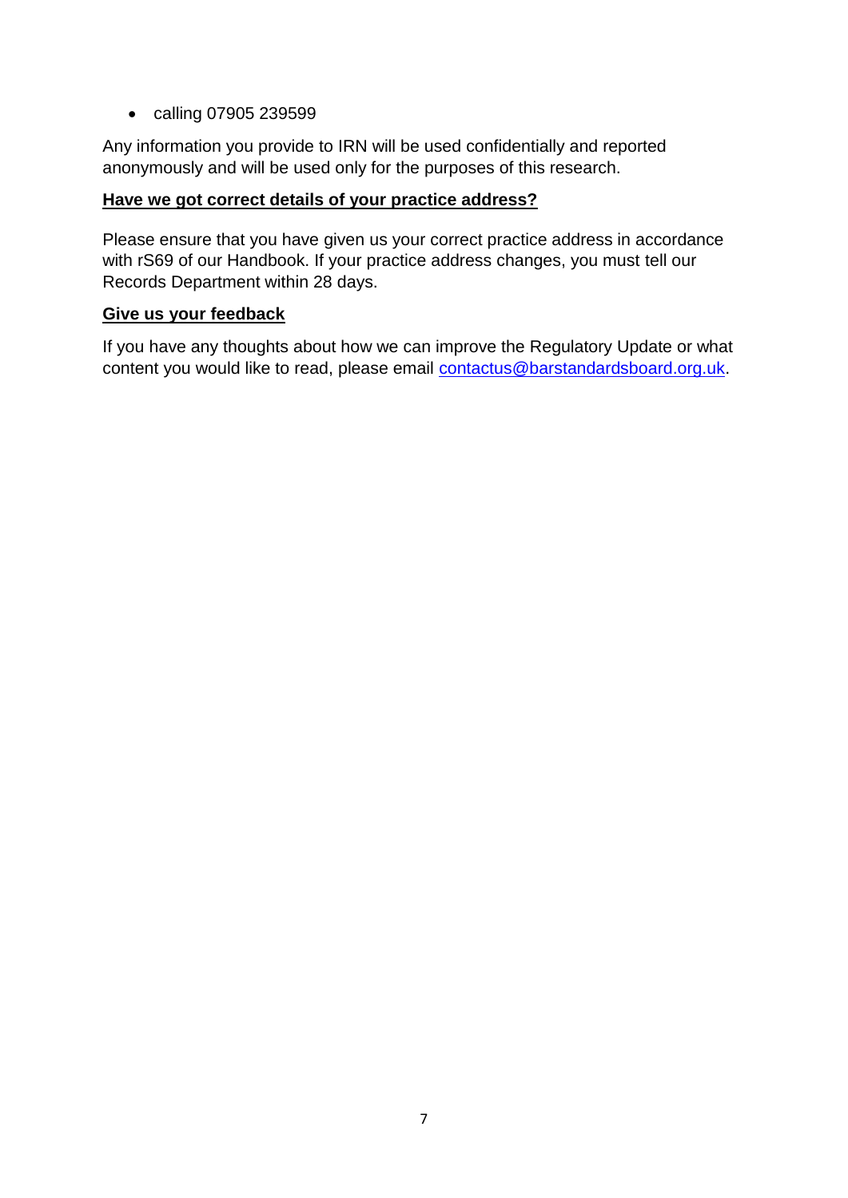- calling 07905 239599

Any information you provide to IRN will be used confidentially and reported anonymously and will be used only for the purposes of this research.

**Have we got correct details of your practice address?**

Please ensure that you have given us your correct practice address in accordance with rS69 of our Handbook. If your practice address changes, you must tell our Records Department within 28 days.

**Give us your feedback**

If you have any thoughts about how we can improve the Regulatory Update or what content you would like to read, please email contactus@barstandardsboard.org.uk.